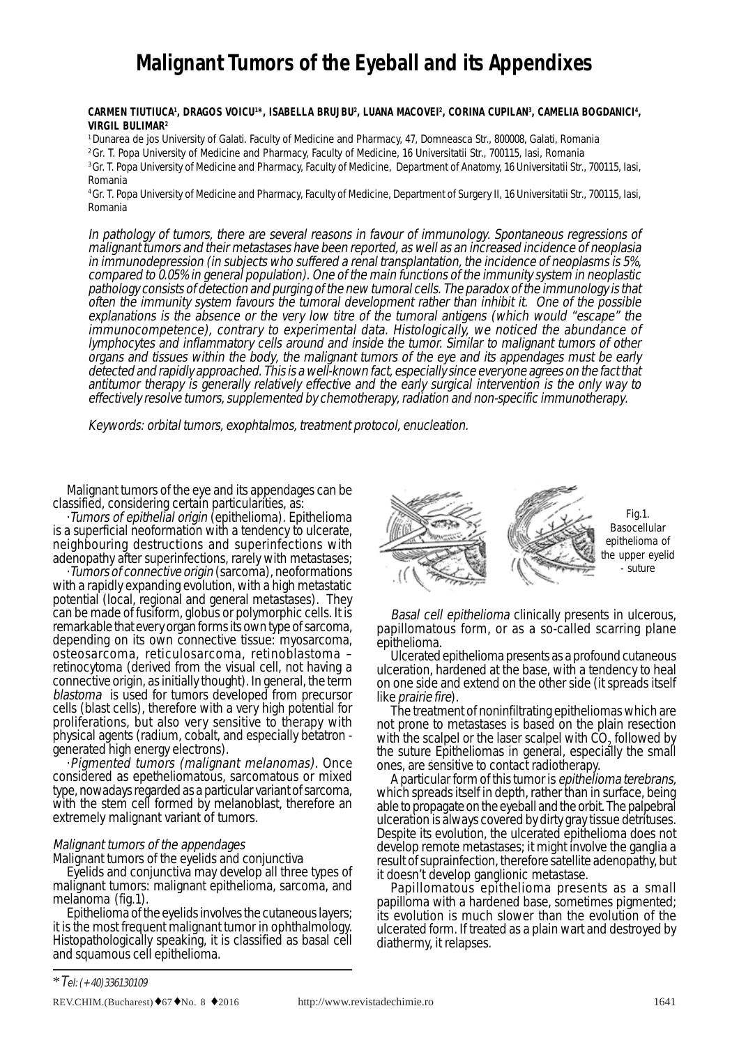# Malignant Tumors of the Eyeball and its Appendixes

**CARMEN TIUTIUCA[1], DRAGOS VOICU[1]*, ISABELLA BRUJBU[2], LUANA MACOVEI[2], CORINA CUPILAN[3], CAMELIA BOGDANICI[4], VIRGIL BULIMAR[2]**

[1] Dunarea de jos University of Galati. Faculty of Medicine and Pharmacy, 47, Domneasca Str., 800008, Galati, Romania

[2] Gr. T. Popa University of Medicine and Pharmacy, Faculty of Medicine, 16 Universitatii Str., 700115, Iasi, Romania

[3] Gr. T. Popa University of Medicine and Pharmacy, Faculty of Medicine, Department of Anatomy, 16 Universitatii Str., 700115, Iasi, Romania

[4] Gr. T. Popa University of Medicine and Pharmacy, Faculty of Medicine, Department of Surgery II, 16 Universitatii Str., 700115, Iasi, Romania

*In pathology of tumors, there are several reasons in favour of immunology. Spontaneous regressions of malignant tumors and their metastases have been reported, as well as an increased incidence of neoplasia in immunodepression (in subjects who suffered a renal transplantation, the incidence of neoplasms is 5%, compared to 0.05% in general population). One of the main functions of the immunity system in neoplastic pathology consists of detection and purging of the new tumoral cells. The paradox of the immunology is that often the immunity system favours the tumoral development rather than inhibit it. One of the possible explanations is the absence or the very low titre of the tumoral antigens (which would "escape" the immunocompetence), contrary to experimental data. Histologically, we noticed the abundance of lymphocytes and inflammatory cells around and inside the tumor. Similar to malignant tumors of other organs and tissues within the body, the malignant tumors of the eye and its appendages must be early detected and rapidly approached. This is a well-known fact, especially since everyone agrees on the fact that antitumor therapy is generally relatively effective and the early surgical intervention is the only way to effectively resolve tumors, supplemented by chemotherapy, radiation and non-specific immunotherapy.*

*Keywords: orbital tumors, exophtalmos, treatment protocol, enucleation.*

Malignant tumors of the eye and its appendages can be classified, considering certain particularities, as:

·*Tumors of epithelial origin* (epithelioma). Epithelioma is a superficial neoformation with a tendency to ulcerate, neighbouring destructions and superinfections with adenopathy after superinfections, rarely with metastases;

·*Tumors of connective origin* (sarcoma), neoformations with a rapidly expanding evolution, with a high metastatic potential (local, regional and general metastases). They can be made of fusiform, globus or polymorphic cells. It is remarkable that every organ forms its own type of sarcoma, depending on its own connective tissue: myosarcoma, osteosarcoma, reticulosarcoma, retinoblastoma – retinocytoma (derived from the visual cell, not having a connective origin, as initially thought). In general, the term *blastoma* is used for tumors developed from precursor cells (blast cells), therefore with a very high potential for proliferations, but also very sensitive to therapy with physical agents (radium, cobalt, and especially betatron - generated high energy electrons).

·*Pigmented tumors (malignant melanomas)*. Once considered as epetheliomatous, sarcomatous or mixed type, nowadays regarded as a particular variant of sarcoma, with the stem cell formed by melanoblast, therefore an extremely malignant variant of tumors.

### *Malignant tumors of the appendages*

Malignant tumors of the eyelids and conjunctiva

Eyelids and conjunctiva may develop all three types of malignant tumors: malignant epithelioma, sarcoma, and melanoma (fig.1).

Epithelioma of the eyelids involves the cutaneous layers; it is the most frequent malignant tumor in ophthalmology. Histopathologically speaking, it is classified as basal cell and squamous cell epithelioma.

Fig.1. Basocellular epithelioma of the upper eyelid - suture

*Basal cell epithelioma* clinically presents in ulcerous, papillomatous form, or as a so-called scarring plane epithelioma.

Ulcerated epithelioma presents as a profound cutaneous ulceration, hardened at the base, with a tendency to heal on one side and extend on the other side (it spreads itself like *prairie fire*).

The treatment of noninfiltrating epitheliomas which are not prone to metastases is based on the plain resection with the scalpel or the laser scalpel with $CO_2$ followed by the suture Epitheliomas in general, especially the small ones, are sensitive to contact radiotherapy.

A particular form of this tumor is *epithelioma terebrans*, which spreads itself in depth, rather than in surface, being able to propagate on the eyeball and the orbit. The palpebral ulceration is always covered by dirty gray tissue detrituses. Despite its evolution, the ulcerated epithelioma does not develop remote metastases; it might involve the ganglia a result of suprainfection, therefore satellite adenopathy, but it doesn't develop ganglionic metastase.

Papillomatous epithelioma presents as a small papilloma with a hardened base, sometimes pigmented; its evolution is much slower than the evolution of the ulcerated form. If treated as a plain wart and destroyed by diathermy, it relapses.

*Tel: (+40) 336130109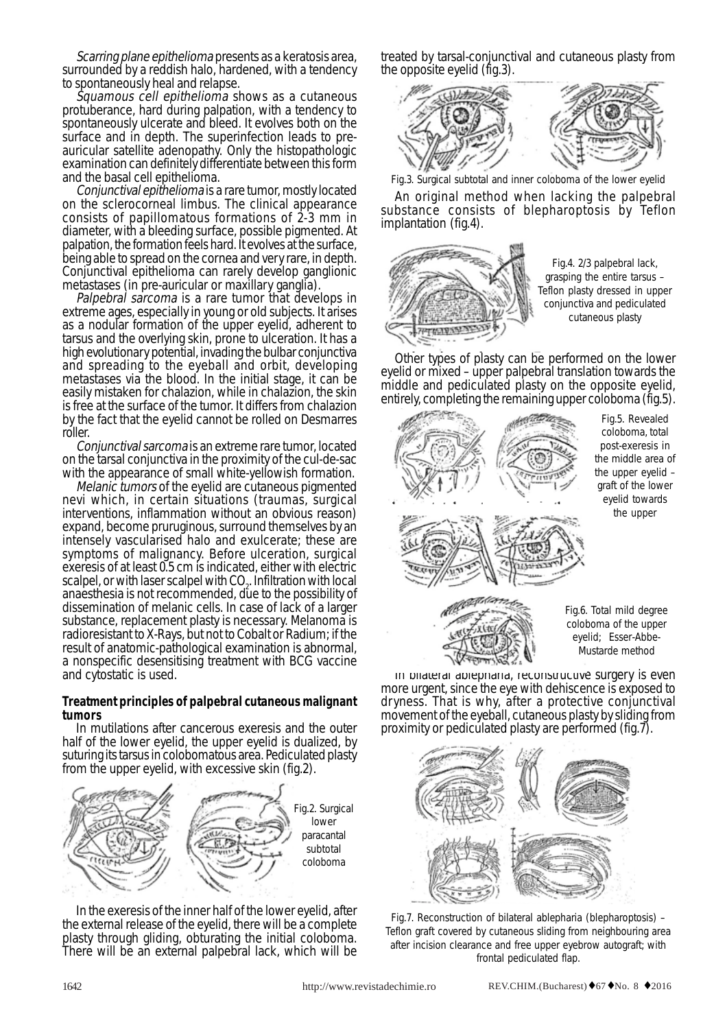*Scarring plane epithelioma* presents as a keratosis area, surrounded by a reddish halo, hardened, with a tendency to spontaneously heal and relapse.

*Squamous cell epithelioma* shows as a cutaneous protuberance, hard during palpation, with a tendency to spontaneously ulcerate and bleed. It evolves both on the surface and in depth. The superinfection leads to pre-auricular satellite adenopathy. Only the histopathologic examination can definitely differentiate between this form and the basal cell epithelioma.

*Conjunctival epithelioma* is a rare tumor, mostly located on the sclerocorneal limbus. The clinical appearance consists of papillomatous formations of 2-3 mm in diameter, with a bleeding surface, possible pigmented. At palpation, the formation feels hard. It evolves at the surface, being able to spread on the cornea and very rare, in depth. Conjunctival epithelioma can rarely develop ganglionic metastases (in pre-auricular or maxillary ganglia).

*Palpebral sarcoma* is a rare tumor that develops in extreme ages, especially in young or old subjects. It arises as a nodular formation of the upper eyelid, adherent to tarsus and the overlying skin, prone to ulceration. It has a high evolutionary potential, invading the bulbar conjunctiva and spreading to the eyeball and orbit, developing metastases via the blood. In the initial stage, it can be easily mistaken for chalazion, while in chalazion, the skin is free at the surface of the tumor. It differs from chalazion by the fact that the eyelid cannot be rolled on Desmarres roller.

*Conjunctival sarcoma* is an extreme rare tumor, located on the tarsal conjunctiva in the proximity of the cul-de-sac with the appearance of small white-yellowish formation.

*Melanic tumors* of the eyelid are cutaneous pigmented nevi which, in certain situations (traumas, surgical interventions, inflammation without an obvious reason) expand, become pruruginous, surround themselves by an intensely vascularised halo and exulcerate; these are symptoms of malignancy. Before ulceration, surgical exeresis of at least 0.5 cm is indicated, either with electric scalpel, or with laser scalpel with $CO_2$. Infiltration with local anaesthesia is not recommended, due to the possibility of dissemination of melanic cells. In case of lack of a larger substance, replacement plasty is necessary. Melanoma is radioresistant to X-Rays, but not to Cobalt or Radium; if the result of anatomic-pathological examination is abnormal, a nonspecific desensitising treatment with BCG vaccine and cytostatic is used.

**Treatment principles of palpebral cutaneous malignant tumors**

In mutilations after cancerous exeresis and the outer half of the lower eyelid, the upper eyelid is dualized, by suturing its tarsus in colobomatous area. Pediculated plasty from the upper eyelid, with excessive skin (fig.2).

Fig.2. Surgical lower paracantal subtotal coloboma

In the exeresis of the inner half of the lower eyelid, after the external release of the eyelid, there will be a complete plasty through gliding, obturating the initial coloboma. There will be an external palpebral lack, which will be treated by tarsal-conjunctival and cutaneous plasty from the opposite eyelid (fig.3).

Fig.3. Surgical subtotal and inner coloboma of the lower eyelid

An original method when lacking the palpebral substance consists of blepharoptosis by Teflon implantation (fig.4).

Fig.4. 2/3 palpebral lack, grasping the entire tarsus – Teflon plasty dressed in upper conjunctiva and pediculated cutaneous plasty

Other types of plasty can be performed on the lower eyelid or mixed – upper palpebral translation towards the middle and pediculated plasty on the opposite eyelid, entirely, completing the remaining upper coloboma (fig.5).

Fig.5. Revealed coloboma, total post-exeresis in the middle area of the upper eyelid – graft of the lower eyelid towards the upper

Fig.6. Total mild degree coloboma of the upper eyelid; Esser-Abbe-Mustarde method

In bilateral ablepharia, reconstructive surgery is even more urgent, since the eye with dehiscence is exposed to dryness. That is why, after a protective conjunctival movement of the eyeball, cutaneous plasty by sliding from proximity or pediculated plasty are performed (fig.7).

Fig.7. Reconstruction of bilateral ablepharia (blepharoptosis) – Teflon graft covered by cutaneous sliding from neighbouring area after incision clearance and free upper eyebrow autograft; with frontal pediculated flap.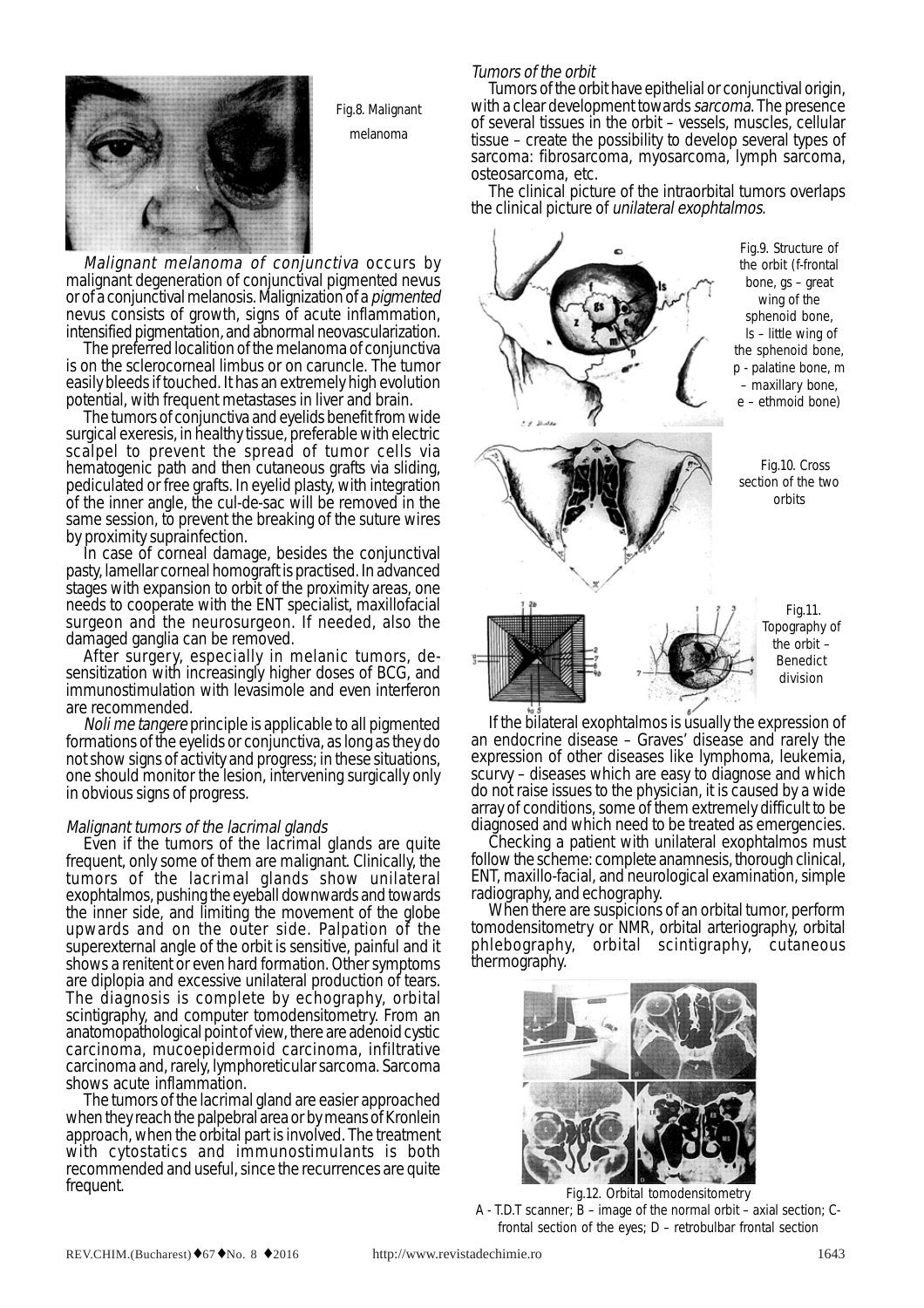Fig.8. Malignant melanoma

*Malignant melanoma of conjunctiva* occurs by malignant degeneration of conjunctival pigmented nevus or of a conjunctival melanosis. Malignization of a *pigmented* nevus consists of growth, signs of acute inflammation, intensified pigmentation, and abnormal neovascularization.

The preferred localition of the melanoma of conjunctiva is on the sclerocorneal limbus or on caruncle. The tumor easily bleeds if touched. It has an extremely high evolution potential, with frequent metastases in liver and brain.

The tumors of conjunctiva and eyelids benefit from wide surgical exeresis, in healthy tissue, preferable with electric scalpel to prevent the spread of tumor cells via hematogenic path and then cutaneous grafts via sliding, pediculated or free grafts. In eyelid plasty, with integration of the inner angle, the cul-de-sac will be removed in the same session, to prevent the breaking of the suture wires by proximity suprainfection.

In case of corneal damage, besides the conjunctival pasty, lamellar corneal homograft is practised. In advanced stages with expansion to orbit of the proximity areas, one needs to cooperate with the ENT specialist, maxillofacial surgeon and the neurosurgeon. If needed, also the damaged ganglia can be removed.

After surgery, especially in melanic tumors, de-sensitization with increasingly higher doses of BCG, and immunostimulation with levasimole and even interferon are recommended.

*Noli me tangere* principle is applicable to all pigmented formations of the eyelids or conjunctiva, as long as they do not show signs of activity and progress; in these situations, one should monitor the lesion, intervening surgically only in obvious signs of progress.

### *Malignant tumors of the lacrimal glands*

Even if the tumors of the lacrimal glands are quite frequent, only some of them are malignant. Clinically, the tumors of the lacrimal glands show unilateral exophtalmos, pushing the eyeball downwards and towards the inner side, and limiting the movement of the globe upwards and on the outer side. Palpation of the superexternal angle of the orbit is sensitive, painful and it shows a renitent or even hard formation. Other symptoms are diplopia and excessive unilateral production of tears. The diagnosis is complete by echography, orbital scintigraphy, and computer tomodensitometry. From an anatomopathological point of view, there are adenoid cystic carcinoma, mucoepidermoid carcinoma, infiltrative carcinoma and, rarely, lymphoreticular sarcoma. Sarcoma shows acute inflammation.

The tumors of the lacrimal gland are easier approached when they reach the palpebral area or by means of Kronlein approach, when the orbital part is involved. The treatment with cytostatics and immunostimulants is both recommended and useful, since the recurrences are quite frequent.

### *Tumors of the orbit*

Tumors of the orbit have epithelial or conjunctival origin, with a clear development towards *sarcoma*. The presence of several tissues in the orbit – vessels, muscles, cellular tissue – create the possibility to develop several types of sarcoma: fibrosarcoma, myosarcoma, lymph sarcoma, osteosarcoma, etc.

The clinical picture of the intraorbital tumors overlaps the clinical picture of *unilateral exophtalmos*.

Fig.9. Structure of the orbit (f-frontal bone, gs – great wing of the sphenoid bone, ls – little wing of the sphenoid bone, p - palatine bone, m – maxillary bone, e – ethmoid bone)

Fig.10. Cross section of the two orbits

Fig.11. Topography of the orbit – Benedict division

If the bilateral exophtalmos is usually the expression of an endocrine disease – Graves' disease and rarely the expression of other diseases like lymphoma, leukemia, scurvy – diseases which are easy to diagnose and which do not raise issues to the physician, it is caused by a wide array of conditions, some of them extremely difficult to be diagnosed and which need to be treated as emergencies.

Checking a patient with unilateral exophtalmos must follow the scheme: complete anamnesis, thorough clinical, ENT, maxillo-facial, and neurological examination, simple radiography, and echography.

When there are suspicions of an orbital tumor, perform tomodensitometry or NMR, orbital arteriography, orbital phlebography, orbital scintigraphy, cutaneous thermography.

Fig.12. Orbital tomodensitometry
A - T.D.T scanner; B – image of the normal orbit – axial section; C- frontal section of the eyes; D – retrobulbar frontal section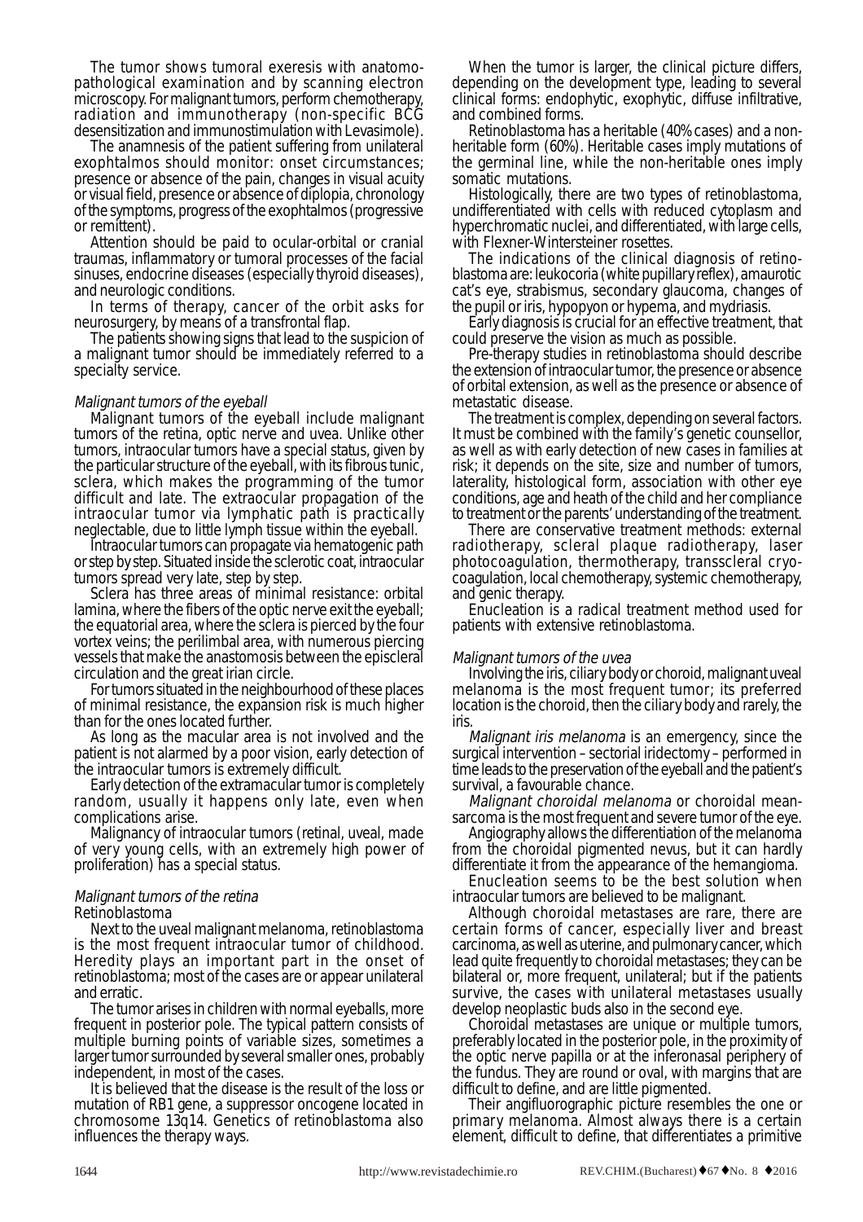The tumor shows tumoral exeresis with anatomopathological examination and by scanning electron microscopy. For malignant tumors, perform chemotherapy, radiation and immunotherapy (non-specific BCG desensitization and immunostimulation with Levasimole).

The anamnesis of the patient suffering from unilateral exophtalmos should monitor: onset circumstances; presence or absence of the pain, changes in visual acuity or visual field, presence or absence of diplopia, chronology of the symptoms, progress of the exophtalmos (progressive or remittent).

Attention should be paid to ocular-orbital or cranial traumas, inflammatory or tumoral processes of the facial sinuses, endocrine diseases (especially thyroid diseases), and neurologic conditions.

In terms of therapy, cancer of the orbit asks for neurosurgery, by means of a transfrontal flap.

The patients showing signs that lead to the suspicion of a malignant tumor should be immediately referred to a specialty service.

*Malignant tumors of the eyeball*

Malignant tumors of the eyeball include malignant tumors of the retina, optic nerve and uvea. Unlike other tumors, intraocular tumors have a special status, given by the particular structure of the eyeball, with its fibrous tunic, sclera, which makes the programming of the tumor difficult and late. The extraocular propagation of the intraocular tumor via lymphatic path is practically neglectable, due to little lymph tissue within the eyeball.

Intraocular tumors can propagate via hematogenic path or step by step. Situated inside the sclerotic coat, intraocular tumors spread very late, step by step.

Sclera has three areas of minimal resistance: orbital lamina, where the fibers of the optic nerve exit the eyeball; the equatorial area, where the sclera is pierced by the four vortex veins; the perilimbal area, with numerous piercing vessels that make the anastomosis between the episcleral circulation and the great irian circle.

For tumors situated in the neighbourhood of these places of minimal resistance, the expansion risk is much higher than for the ones located further.

As long as the macular area is not involved and the patient is not alarmed by a poor vision, early detection of the intraocular tumors is extremely difficult.

Early detection of the extramacular tumor is completely random, usually it happens only late, even when complications arise.

Malignancy of intraocular tumors (retinal, uveal, made of very young cells, with an extremely high power of proliferation) has a special status.

*Malignant tumors of the retina*

Retinoblastoma

Next to the uveal malignant melanoma, retinoblastoma is the most frequent intraocular tumor of childhood. Heredity plays an important part in the onset of retinoblastoma; most of the cases are or appear unilateral and erratic.

The tumor arises in children with normal eyeballs, more frequent in posterior pole. The typical pattern consists of multiple burning points of variable sizes, sometimes a larger tumor surrounded by several smaller ones, probably independent, in most of the cases.

It is believed that the disease is the result of the loss or mutation of RB1 gene, a suppressor oncogene located in chromosome 13q14. Genetics of retinoblastoma also influences the therapy ways.

When the tumor is larger, the clinical picture differs, depending on the development type, leading to several clinical forms: endophytic, exophytic, diffuse infiltrative, and combined forms.

Retinoblastoma has a heritable (40% cases) and a non-heritable form (60%). Heritable cases imply mutations of the germinal line, while the non-heritable ones imply somatic mutations.

Histologically, there are two types of retinoblastoma, undifferentiated with cells with reduced cytoplasm and hyperchromatic nuclei, and differentiated, with large cells, with Flexner-Wintersteiner rosettes.

The indications of the clinical diagnosis of retinoblastoma are: leukocoria (white pupillary reflex), amaurotic cat's eye, strabismus, secondary glaucoma, changes of the pupil or iris, hypopyon or hypema, and mydriasis.

Early diagnosis is crucial for an effective treatment, that could preserve the vision as much as possible.

Pre-therapy studies in retinoblastoma should describe the extension of intraocular tumor, the presence or absence of orbital extension, as well as the presence or absence of metastatic disease.

The treatment is complex, depending on several factors. It must be combined with the family's genetic counsellor, as well as with early detection of new cases in families at risk; it depends on the site, size and number of tumors, laterality, histological form, association with other eye conditions, age and heath of the child and her compliance to treatment or the parents' understanding of the treatment.

There are conservative treatment methods: external radiotherapy, scleral plaque radiotherapy, laser photocoagulation, thermotherapy, transscleral cryo-coagulation, local chemotherapy, systemic chemotherapy, and genic therapy.

Enucleation is a radical treatment method used for patients with extensive retinoblastoma.

*Malignant tumors of the uvea*

Involving the iris, ciliary body or choroid, malignant uveal melanoma is the most frequent tumor; its preferred location is the choroid, then the ciliary body and rarely, the iris.

*Malignant iris melanoma* is an emergency, since the surgical intervention – sectorial iridectomy – performed in time leads to the preservation of the eyeball and the patient's survival, a favourable chance.

*Malignant choroidal melanoma* or choroidal mean-sarcoma is the most frequent and severe tumor of the eye.

Angiography allows the differentiation of the melanoma from the choroidal pigmented nevus, but it can hardly differentiate it from the appearance of the hemangioma.

Enucleation seems to be the best solution when intraocular tumors are believed to be malignant.

Although choroidal metastases are rare, there are certain forms of cancer, especially liver and breast carcinoma, as well as uterine, and pulmonary cancer, which lead quite frequently to choroidal metastases; they can be bilateral or, more frequent, unilateral; but if the patients survive, the cases with unilateral metastases usually develop neoplastic buds also in the second eye.

Choroidal metastases are unique or multiple tumors, preferably located in the posterior pole, in the proximity of the optic nerve papilla or at the inferonasal periphery of the fundus. They are round or oval, with margins that are difficult to define, and are little pigmented.

Their angifluorographic picture resembles the one or primary melanoma. Almost always there is a certain element, difficult to define, that differentiates a primitive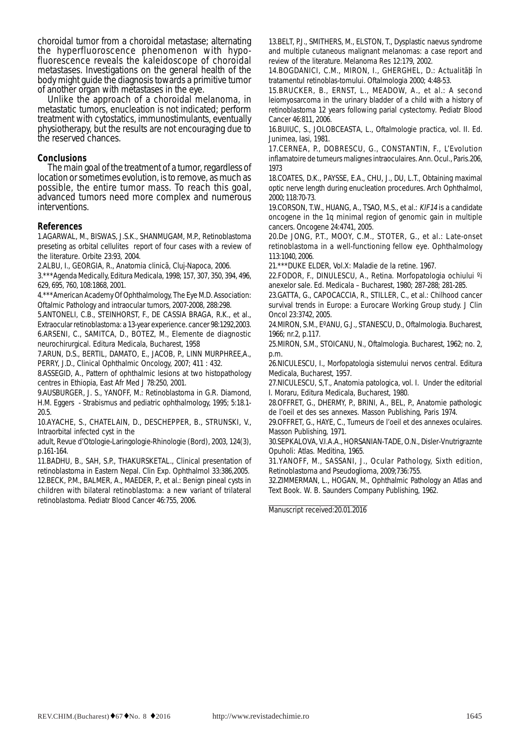choroidal tumor from a choroidal metastase; alternating the hyperfluoroscence phenomenon with hypo-fluorescence reveals the kaleidoscope of choroidal metastases. Investigations on the general health of the body might guide the diagnosis towards a primitive tumor of another organ with metastases in the eye.

Unlike the approach of a choroidal melanoma, in metastatic tumors, enucleation is not indicated; perform treatment with cytostatics, immunostimulants, eventually physiotherapy, but the results are not encouraging due to the reserved chances.

## Conclusions

The main goal of the treatment of a tumor, regardless of location or sometimes evolution, is to remove, as much as possible, the entire tumor mass. To reach this goal, advanced tumors need more complex and numerous interventions.

## References

1.AGARWAL, M., BISWAS, J.S.K., SHANMUGAM, M.P., Retinoblastoma preseting as orbital cellulites report of four cases with a review of the literature. Orbite 23:93, 2004.

2.ALBU, I., GEORGIA, R., Anatomia clinicã, Cluj-Napoca, 2006.

3.***Agenda Medically, Editura Medicala, 1998; 157, 307, 350, 394, 496, 629, 695, 760, 108:1868, 2001.

4.***American Academy Of Ophthalmology, The Eye M.D. Association: Oftalmic Pathology and intraocular tumors, 2007-2008, 288:298.

5.ANTONELI, C.B., STEINHORST, F., DE CASSIA BRAGA, R.K., et al., Extraocular retinoblastoma: a 13-year experience. cancer 98:1292,2003.

6.ARSENI, C., SAMITCA, D., BOTEZ, M., Elemente de diagnostic neurochirurgical. Editura Medicala, Bucharest, 1958

7.ARUN, D.S., BERTIL, DAMATO, E., JACOB, P., LINN MURPHREE,A., PERRY, J.D., Clinical Ophthalmic Oncology, 2007; 411 : 432.

8.ASSEGID, A., Pattern of ophthalmic lesions at two histopathology centres in Ethiopia, East Afr Med J 78:250, 2001.

9.AUSBURGER, J. S., YANOFF, M.: Retinoblastoma in G.R. Diamond, H.M. Eggers - Strabismus and pediatric ophthalmology, 1995; 5:18.1-20.5.

10.AYACHE, S., CHATELAIN, D., DESCHEPPER, B., STRUNSKI, V., Intraorbital infected cyst in the adult, Revue d'Otologie-Laringologie-Rhinologie (Bord), 2003, 124(3), p.161-164.

11.BADHU, B., SAH, S.P., THAKURSKETAL., Clinical presentation of retinoblastoma in Eastern Nepal. Clin Exp. Ophthalmol 33:386,2005.

12.BECK, P.M., BALMER, A., MAEDER, P., et al.: Benign pineal cysts in children with bilateral retinoblastoma: a new variant of trilateral retinoblastoma. Pediatr Blood Cancer 46:755, 2006.

13.BELT, P.J., SMITHERS, M., ELSTON, T., Dysplastic naevus syndrome and multiple cutaneous malignant melanomas: a case report and review of the literature. Melanoma Res 12:179, 2002.

14.BOGDANICI, C.M., MIRON, I., GHERGHEL, D.: Actualitãþi în tratamentul retinoblas-tomului. Oftalmologia 2000; 4:48-53.

15.BRUCKER, B., ERNST, L., MEADOW, A., et al.: A second leiomyosarcoma in the urinary bladder of a child with a history of retinoblastoma 12 years following parial cystectomy. Pediatr Blood Cancer 46:811, 2006.

16.BUIUC, S., JOLOBCEASTA, L., Oftalmologie practica, vol. II. Ed. Junimea, Iasi, 1981.

17.CERNEA, P., DOBRESCU, G., CONSTANTIN, F., L'Evolution inflamatoire de tumeurs malignes intraoculaires. Ann. Ocul., Paris.206, 1973

18.COATES, D.K., PAYSSE, E.A., CHU, J., DU, L.T., Obtaining maximal optic nerve length during enucleation procedures. Arch Ophthalmol, 2000; 118:70-73.

19.CORSON, T.W., HUANG, A., TSAO, M.S., et al.: *KIF14* is a candidate oncogene in the 1q minimal region of genomic gain in multiple cancers. Oncogene 24:4741, 2005.

20.De JONG, P.T., MOOY, C.M., STOTER, G., et al.: Late-onset retinoblastoma in a well-functioning fellow eye. Ophthalmology 113:1040, 2006.

21.***DUKE ELDER, Vol.X: Maladie de la retine. 1967.

22.FODOR, F., DINULESCU, A., Retina. Morfopatologia ochiului ºi anexelor sale. Ed. Medicala – Bucharest, 1980; 287-288; 281-285.

23.GATTA, G., CAPOCACCIA, R., STILLER, C., et al.: Chilhood cancer survival trends in Europe: a Eurocare Working Group study. J Clin Oncol 23:3742, 2005.

24.MIRON, S.M., EºANU, G.J., STANESCU, D., Oftalmologia. Bucharest, 1966; nr.2, p.117.

25.MIRON, S.M., STOICANU, N., Oftalmologia. Bucharest, 1962; no. 2, p.m.

26.NICULESCU, I., Morfopatologia sistemului nervos central. Editura Medicala, Bucharest, 1957.

27.NICULESCU, S,T., Anatomia patologica, vol. I. Under the editorial I. Moraru, Editura Medicala, Bucharest, 1980.

28.OFFRET, G., DHERMY, P., BRINI, A., BEL, P., Anatomie pathologic de l'oeil et des ses annexes. Masson Publishing, Paris 1974.

29.OFFRET, G., HAYE, C., Tumeurs de l'oeil et des annexes oculaires. Masson Publishing, 1971.

30.SEPKALOVA, V.I.A.A., HORSANIAN-TADE, O.N., Disler-Vnutrigraznte Opuholi: Atlas. Meditina, 1965.

31.YANOFF, M., SASSANI, J., Ocular Pathology, Sixth edition, Retinoblastoma and Pseudoglioma, 2009;736:755.

32.ZIMMERMAN, L., HOGAN, M., Ophthalmic Pathology an Atlas and Text Book. W. B. Saunders Company Publishing, 1962.

Manuscript received:20.01.2016